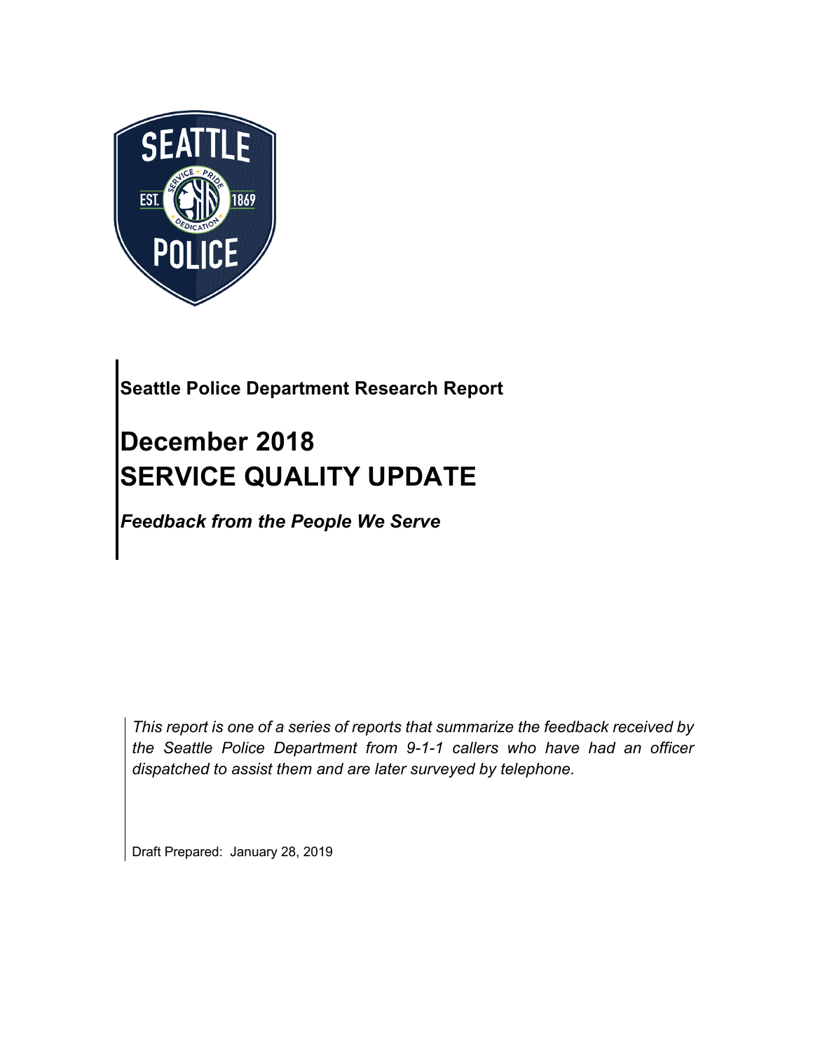**Seattle Police Department Research Report**

# December 2018
# SERVICE QUALITY UPDATE

***Feedback from the People We Serve***

*This report is one of a series of reports that summarize the feedback received by the Seattle Police Department from 9-1-1 callers who have had an officer dispatched to assist them and are later surveyed by telephone.*

Draft Prepared: January 28, 2019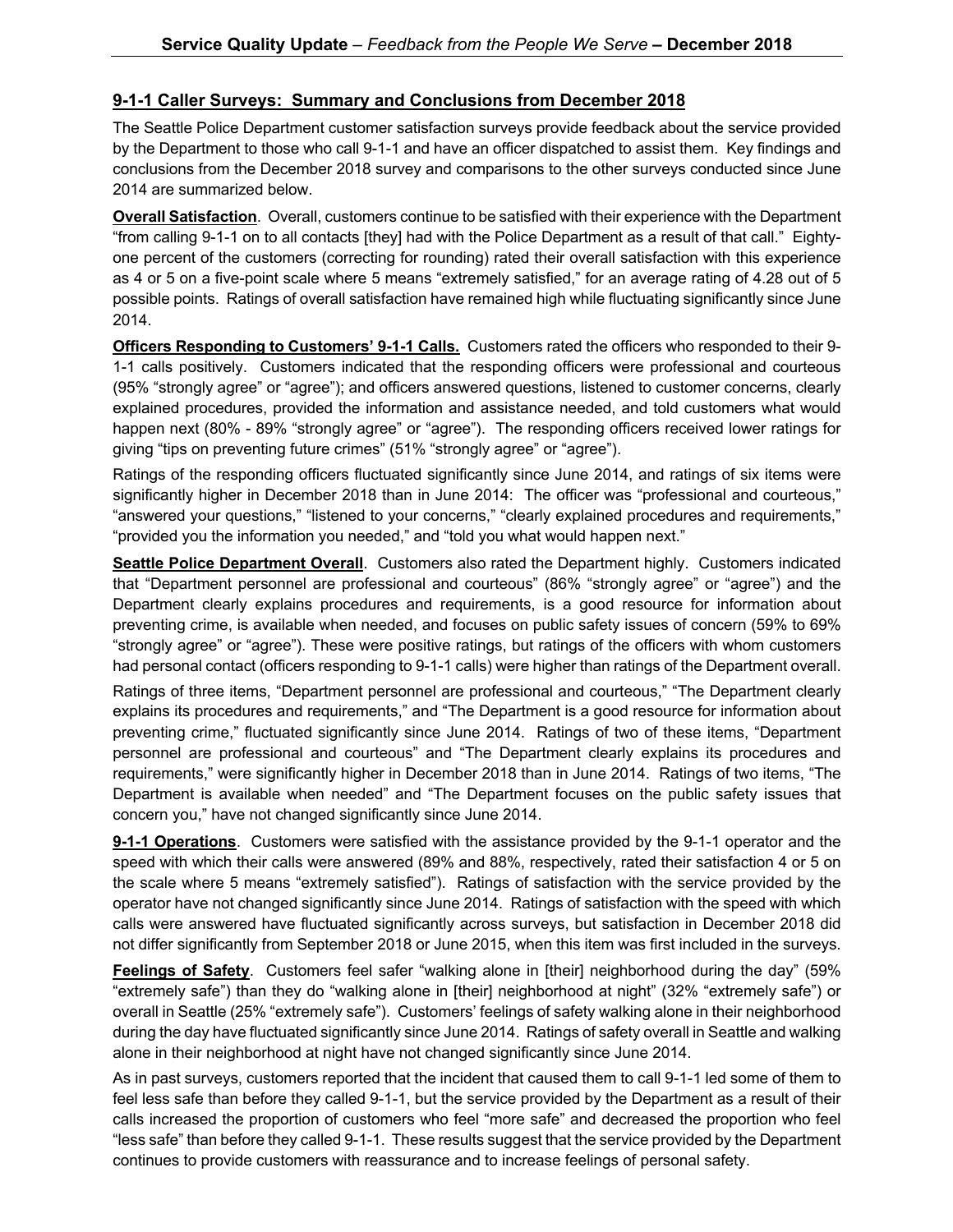## 9-1-1 Caller Surveys: Summary and Conclusions from December 2018

The Seattle Police Department customer satisfaction surveys provide feedback about the service provided by the Department to those who call 9-1-1 and have an officer dispatched to assist them. Key findings and conclusions from the December 2018 survey and comparisons to the other surveys conducted since June 2014 are summarized below.

**Overall Satisfaction**. Overall, customers continue to be satisfied with their experience with the Department "from calling 9-1-1 on to all contacts [they] had with the Police Department as a result of that call." Eighty-one percent of the customers (correcting for rounding) rated their overall satisfaction with this experience as 4 or 5 on a five-point scale where 5 means "extremely satisfied," for an average rating of 4.28 out of 5 possible points. Ratings of overall satisfaction have remained high while fluctuating significantly since June 2014.

**Officers Responding to Customers' 9-1-1 Calls.** Customers rated the officers who responded to their 9-1-1 calls positively. Customers indicated that the responding officers were professional and courteous (95% "strongly agree" or "agree"); and officers answered questions, listened to customer concerns, clearly explained procedures, provided the information and assistance needed, and told customers what would happen next (80% - 89% "strongly agree" or "agree"). The responding officers received lower ratings for giving "tips on preventing future crimes" (51% "strongly agree" or "agree").

Ratings of the responding officers fluctuated significantly since June 2014, and ratings of six items were significantly higher in December 2018 than in June 2014: The officer was "professional and courteous," "answered your questions," "listened to your concerns," "clearly explained procedures and requirements," "provided you the information you needed," and "told you what would happen next."

**Seattle Police Department Overall**. Customers also rated the Department highly. Customers indicated that "Department personnel are professional and courteous" (86% "strongly agree" or "agree") and the Department clearly explains procedures and requirements, is a good resource for information about preventing crime, is available when needed, and focuses on public safety issues of concern (59% to 69% "strongly agree" or "agree"). These were positive ratings, but ratings of the officers with whom customers had personal contact (officers responding to 9-1-1 calls) were higher than ratings of the Department overall.

Ratings of three items, "Department personnel are professional and courteous," "The Department clearly explains its procedures and requirements," and "The Department is a good resource for information about preventing crime," fluctuated significantly since June 2014. Ratings of two of these items, "Department personnel are professional and courteous" and "The Department clearly explains its procedures and requirements," were significantly higher in December 2018 than in June 2014. Ratings of two items, "The Department is available when needed" and "The Department focuses on the public safety issues that concern you," have not changed significantly since June 2014.

**9-1-1 Operations**. Customers were satisfied with the assistance provided by the 9-1-1 operator and the speed with which their calls were answered (89% and 88%, respectively, rated their satisfaction 4 or 5 on the scale where 5 means "extremely satisfied"). Ratings of satisfaction with the service provided by the operator have not changed significantly since June 2014. Ratings of satisfaction with the speed with which calls were answered have fluctuated significantly across surveys, but satisfaction in December 2018 did not differ significantly from September 2018 or June 2015, when this item was first included in the surveys.

**Feelings of Safety**. Customers feel safer "walking alone in [their] neighborhood during the day" (59% "extremely safe") than they do "walking alone in [their] neighborhood at night" (32% "extremely safe") or overall in Seattle (25% "extremely safe"). Customers' feelings of safety walking alone in their neighborhood during the day have fluctuated significantly since June 2014. Ratings of safety overall in Seattle and walking alone in their neighborhood at night have not changed significantly since June 2014.

As in past surveys, customers reported that the incident that caused them to call 9-1-1 led some of them to feel less safe than before they called 9-1-1, but the service provided by the Department as a result of their calls increased the proportion of customers who feel "more safe" and decreased the proportion who feel "less safe" than before they called 9-1-1. These results suggest that the service provided by the Department continues to provide customers with reassurance and to increase feelings of personal safety.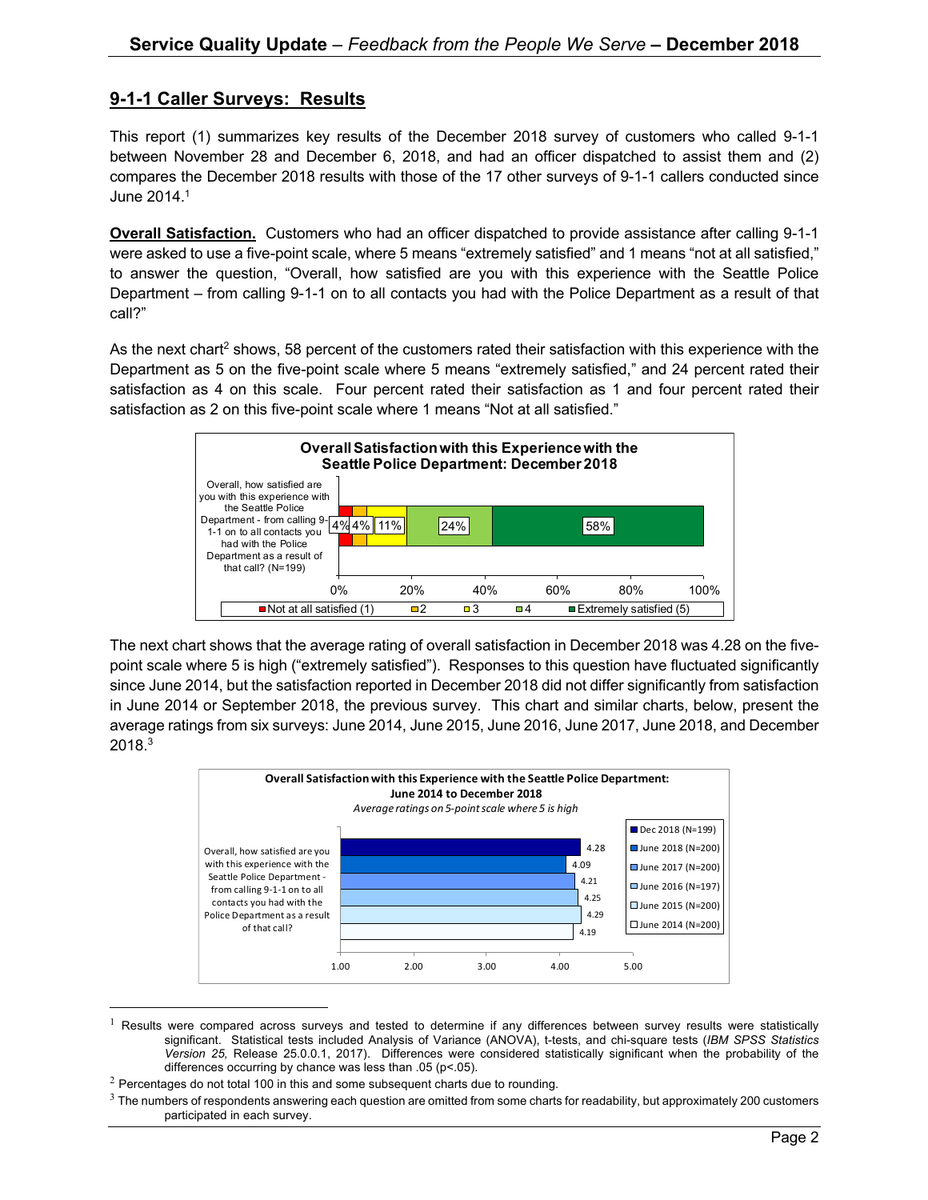## 9-1-1 Caller Surveys: Results

This report (1) summarizes key results of the December 2018 survey of customers who called 9-1-1 between November 28 and December 6, 2018, and had an officer dispatched to assist them and (2) compares the December 2018 results with those of the 17 other surveys of 9-1-1 callers conducted since June 2014.[1]

**Overall Satisfaction.** Customers who had an officer dispatched to provide assistance after calling 9-1-1 were asked to use a five-point scale, where 5 means "extremely satisfied" and 1 means "not at all satisfied," to answer the question, "Overall, how satisfied are you with this experience with the Seattle Police Department – from calling 9-1-1 on to all contacts you had with the Police Department as a result of that call?"

As the next chart[2] shows, 58 percent of the customers rated their satisfaction with this experience with the Department as 5 on the five-point scale where 5 means "extremely satisfied," and 24 percent rated their satisfaction as 4 on this scale. Four percent rated their satisfaction as 1 and four percent rated their satisfaction as 2 on this five-point scale where 1 means "Not at all satisfied."

**Overall Satisfaction with this Experience with the Seattle Police Department: December 2018**

| Question | Not at all satisfied (1) | 2 | 3 | 4 | Extremely satisfied (5) |
|---|---|---|---|---|---|
| Overall, how satisfied are you with this experience with the Seattle Police Department - from calling 9-1-1 on to all contacts you had with the Police Department as a result of that call? (N=199) | 4% | 4% | 11% | 24% | 58% |

The next chart shows that the average rating of overall satisfaction in December 2018 was 4.28 on the five-point scale where 5 is high ("extremely satisfied"). Responses to this question have fluctuated significantly since June 2014, but the satisfaction reported in December 2018 did not differ significantly from satisfaction in June 2014 or September 2018, the previous survey. This chart and similar charts, below, present the average ratings from six surveys: June 2014, June 2015, June 2016, June 2017, June 2018, and December 2018.[3]

**Overall Satisfaction with this Experience with the Seattle Police Department: June 2014 to December 2018**

*Average ratings on 5-point scale where 5 is high*

| Question | Dec 2018 (N=199) | June 2018 (N=200) | June 2017 (N=200) | June 2016 (N=197) | June 2015 (N=200) | June 2014 (N=200) |
|---|---|---|---|---|---|---|
| Overall, how satisfied are you with this experience with the Seattle Police Department - from calling 9-1-1 on to all contacts you had with the Police Department as a result of that call? | 4.28 | 4.09 | 4.21 | 4.25 | 4.29 | 4.19 |

---

[1] Results were compared across surveys and tested to determine if any differences between survey results were statistically significant. Statistical tests included Analysis of Variance (ANOVA), t-tests, and chi-square tests (*IBM SPSS Statistics Version 25,* Release 25.0.0.1, 2017). Differences were considered statistically significant when the probability of the differences occurring by chance was less than .05 ($p<.05$).

[2] Percentages do not total 100 in this and some subsequent charts due to rounding.

[3] The numbers of respondents answering each question are omitted from some charts for readability, but approximately 200 customers participated in each survey.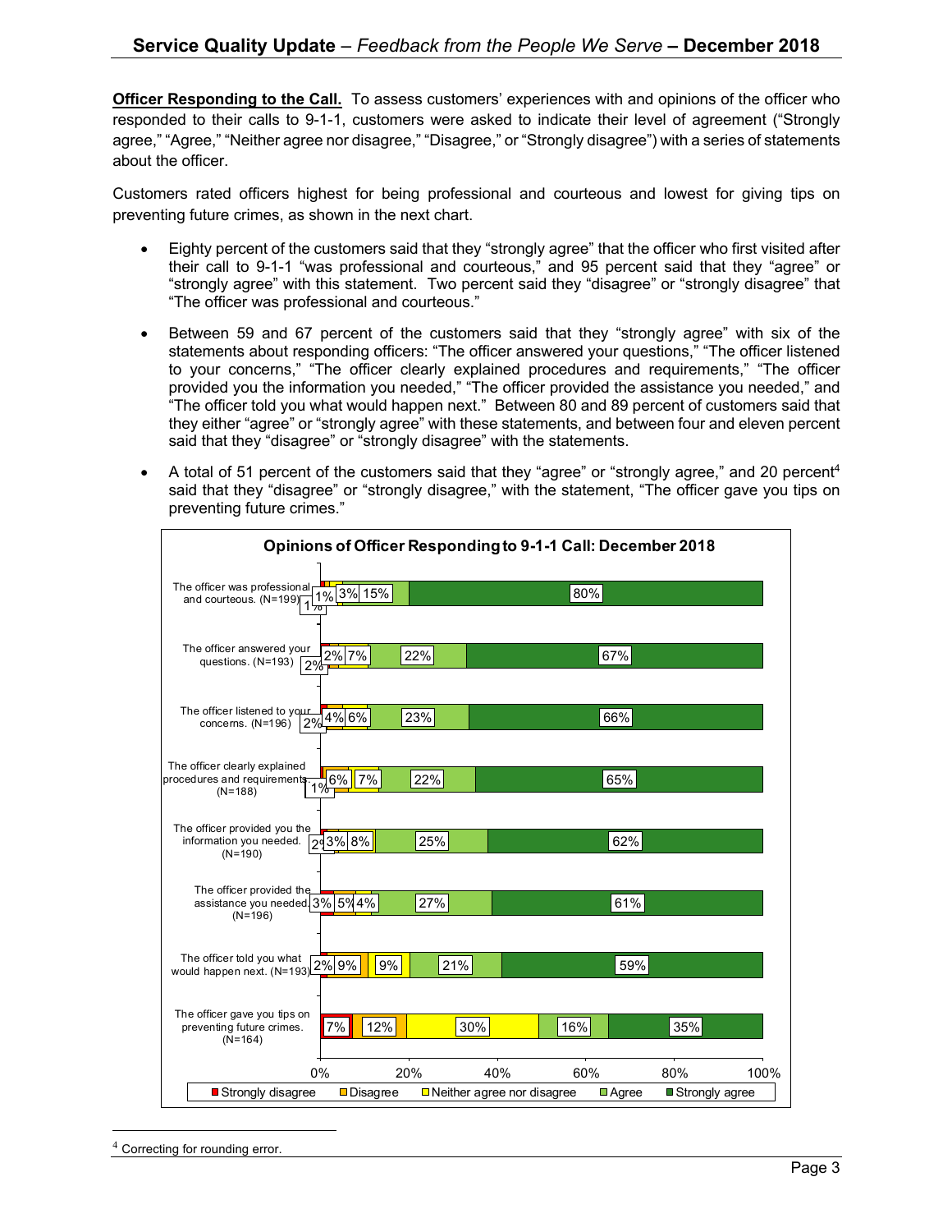**Officer Responding to the Call.** To assess customers' experiences with and opinions of the officer who responded to their calls to 9-1-1, customers were asked to indicate their level of agreement ("Strongly agree," "Agree," "Neither agree nor disagree," "Disagree," or "Strongly disagree") with a series of statements about the officer.

Customers rated officers highest for being professional and courteous and lowest for giving tips on preventing future crimes, as shown in the next chart.

- Eighty percent of the customers said that they "strongly agree" that the officer who first visited after their call to 9-1-1 "was professional and courteous," and 95 percent said that they "agree" or "strongly agree" with this statement. Two percent said they "disagree" or "strongly disagree" that "The officer was professional and courteous."

- Between 59 and 67 percent of the customers said that they "strongly agree" with six of the statements about responding officers: "The officer answered your questions," "The officer listened to your concerns," "The officer clearly explained procedures and requirements," "The officer provided you the information you needed," "The officer provided the assistance you needed," and "The officer told you what would happen next." Between 80 and 89 percent of customers said that they either "agree" or "strongly agree" with these statements, and between four and eleven percent said that they "disagree" or "strongly disagree" with the statements.

- A total of 51 percent of the customers said that they "agree" or "strongly agree," and 20 percent[4] said that they "disagree" or "strongly disagree," with the statement, "The officer gave you tips on preventing future crimes."

**Opinions of Officer Responding to 9-1-1 Call: December 2018**

| Statement | Strongly disagree | Disagree | Neither agree nor disagree | Agree | Strongly agree |
|---|---|---|---|---|---|
| The officer was professional and courteous. (N=199) | 1% | 1% | 3% | 15% | 80% |
| The officer answered your questions. (N=193) | 2% | 2% | 7% | 22% | 67% |
| The officer listened to your concerns. (N=196) | 2% | 4% | 6% | 23% | 66% |
| The officer clearly explained procedures and requirements. (N=188) | 1% | 6% | 7% | 22% | 65% |
| The officer provided you the information you needed. (N=190) | 2% | 3% | 8% | 25% | 62% |
| The officer provided the assistance you needed. (N=196) | 3% | 5% | 4% | 27% | 61% |
| The officer told you what would happen next. (N=193) | 2% | 9% | 9% | 21% | 59% |
| The officer gave you tips on preventing future crimes. (N=164) | 7% | 12% | 30% | 16% | 35% |

[4] Correcting for rounding error.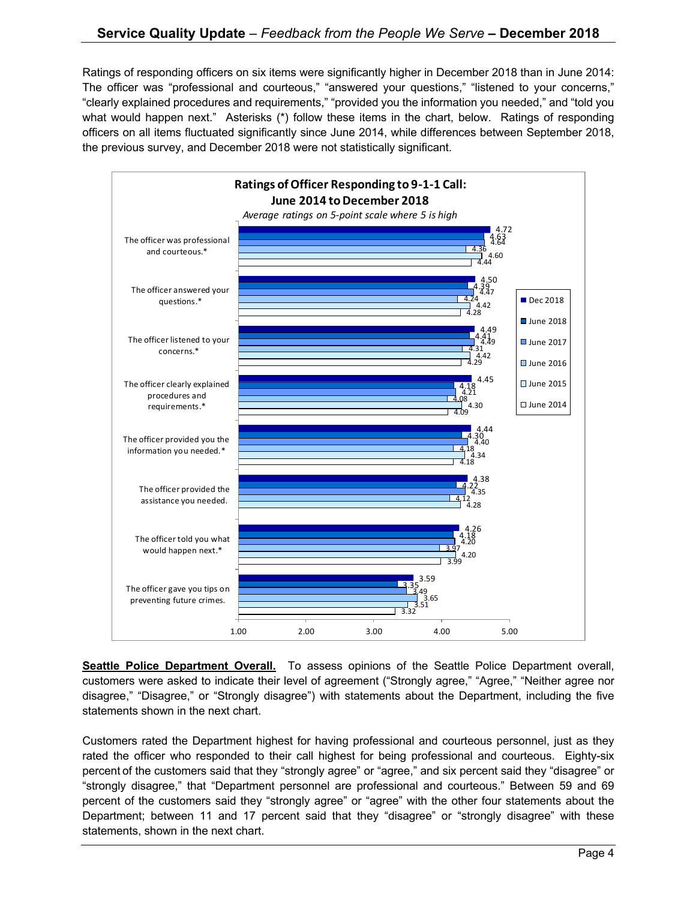Ratings of responding officers on six items were significantly higher in December 2018 than in June 2014: The officer was "professional and courteous," "answered your questions," "listened to your concerns," "clearly explained procedures and requirements," "provided you the information you needed," and "told you what would happen next." Asterisks (*) follow these items in the chart, below. Ratings of responding officers on all items fluctuated significantly since June 2014, while differences between September 2018, the previous survey, and December 2018 were not statistically significant.

**Ratings of Officer Responding to 9-1-1 Call: June 2014 to December 2018**

*Average ratings on 5-point scale where 5 is high*

| Item | Dec 2018 | June 2018 | June 2017 | June 2016 | June 2015 | June 2014 |
|---|---|---|---|---|---|---|
| The officer was professional and courteous.* | 4.72 | 4.63 | 4.64 | 4.36 | 4.60 | 4.44 |
| The officer answered your questions.* | 4.50 | 4.39 | 4.47 | 4.24 | 4.42 | 4.28 |
| The officer listened to your concerns.* | 4.49 | 4.41 | 4.49 | 4.31 | 4.42 | 4.29 |
| The officer clearly explained procedures and requirements.* | 4.45 | 4.18 | 4.21 | 4.08 | 4.30 | 4.09 |
| The officer provided you the information you needed.* | 4.44 | 4.30 | 4.40 | 4.18 | 4.34 | 4.18 |
| The officer provided the assistance you needed. | 4.38 | 4.22 | 4.35 | 4.12 | 4.28 | |
| The officer told you what would happen next.* | 4.26 | 4.18 | 4.20 | 3.97 | 4.20 | 3.99 |
| The officer gave you tips on preventing future crimes. | 3.59 | 3.35 | 3.49 | 3.65 | 3.51 | 3.32 |

**Seattle Police Department Overall.** To assess opinions of the Seattle Police Department overall, customers were asked to indicate their level of agreement ("Strongly agree," "Agree," "Neither agree nor disagree," "Disagree," or "Strongly disagree") with statements about the Department, including the five statements shown in the next chart.

Customers rated the Department highest for having professional and courteous personnel, just as they rated the officer who responded to their call highest for being professional and courteous. Eighty-six percent of the customers said that they "strongly agree" or "agree," and six percent said they "disagree" or "strongly disagree," that "Department personnel are professional and courteous." Between 59 and 69 percent of the customers said they "strongly agree" or "agree" with the other four statements about the Department; between 11 and 17 percent said that they "disagree" or "strongly disagree" with these statements, shown in the next chart.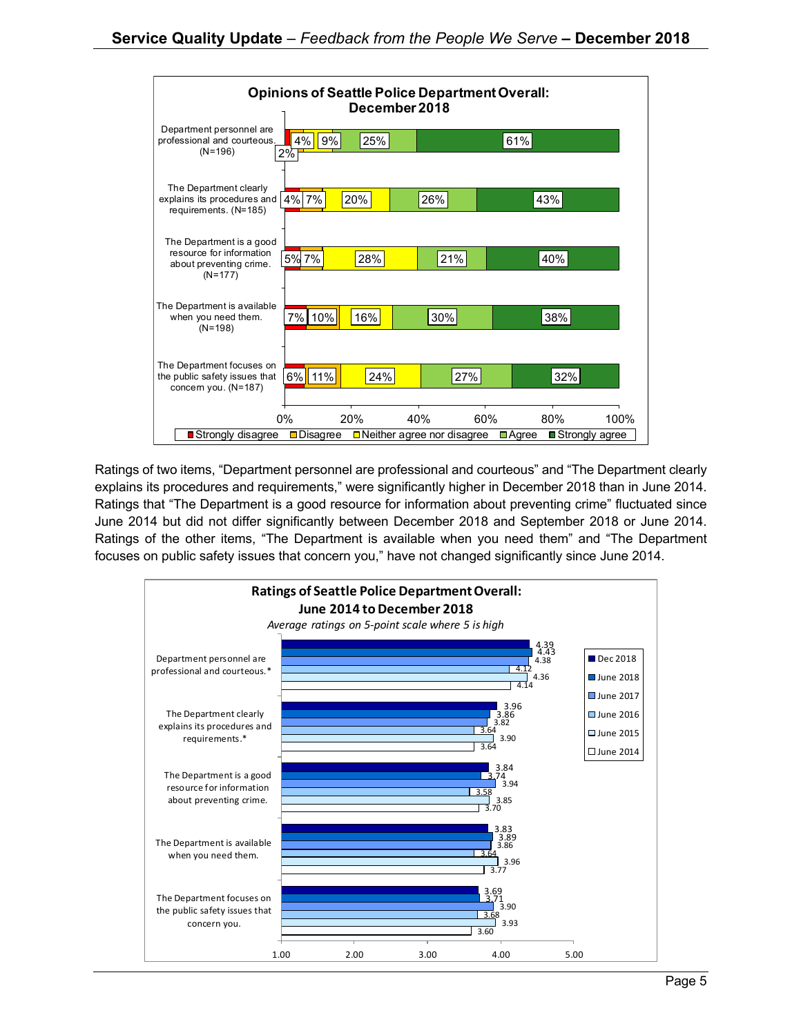**Opinions of Seattle Police Department Overall: December 2018**

| | Strongly disagree | Disagree | Neither agree nor disagree | Agree | Strongly agree |
|---|---|---|---|---|---|
| Department personnel are professional and courteous. (N=196) | 2% | 4% | 9% | 25% | 61% |
| The Department clearly explains its procedures and requirements. (N=185) | 4% | 7% | 20% | 26% | 43% |
| The Department is a good resource for information about preventing crime. (N=177) | 5% | 7% | 28% | 21% | 40% |
| The Department is available when you need them. (N=198) | 7% | 10% | 16% | 30% | 38% |
| The Department focuses on the public safety issues that concern you. (N=187) | 6% | 11% | 24% | 27% | 32% |

Ratings of two items, "Department personnel are professional and courteous" and "The Department clearly explains its procedures and requirements," were significantly higher in December 2018 than in June 2014. Ratings that "The Department is a good resource for information about preventing crime" fluctuated since June 2014 but did not differ significantly between December 2018 and September 2018 or June 2014. Ratings of the other items, "The Department is available when you need them" and "The Department focuses on public safety issues that concern you," have not changed significantly since June 2014.

**Ratings of Seattle Police Department Overall: June 2014 to December 2018**

*Average ratings on 5-point scale where 5 is high*

| | Dec 2018 | June 2018 | June 2017 | June 2016 | June 2015 | June 2014 |
|---|---|---|---|---|---|---|
| Department personnel are professional and courteous.* | 4.39 | 4.43 | 4.38 | 4.12 | 4.36 | 4.14 |
| The Department clearly explains its procedures and requirements.* | 3.96 | 3.86 | 3.82 | 3.64 | 3.90 | 3.64 |
| The Department is a good resource for information about preventing crime. | 3.84 | 3.74 | 3.94 | 3.58 | 3.85 | 3.70 |
| The Department is available when you need them. | 3.83 | 3.89 | 3.86 | 3.64 | 3.96 | 3.77 |
| The Department focuses on the public safety issues that concern you. | 3.69 | 3.71 | 3.90 | 3.68 | 3.93 | 3.60 |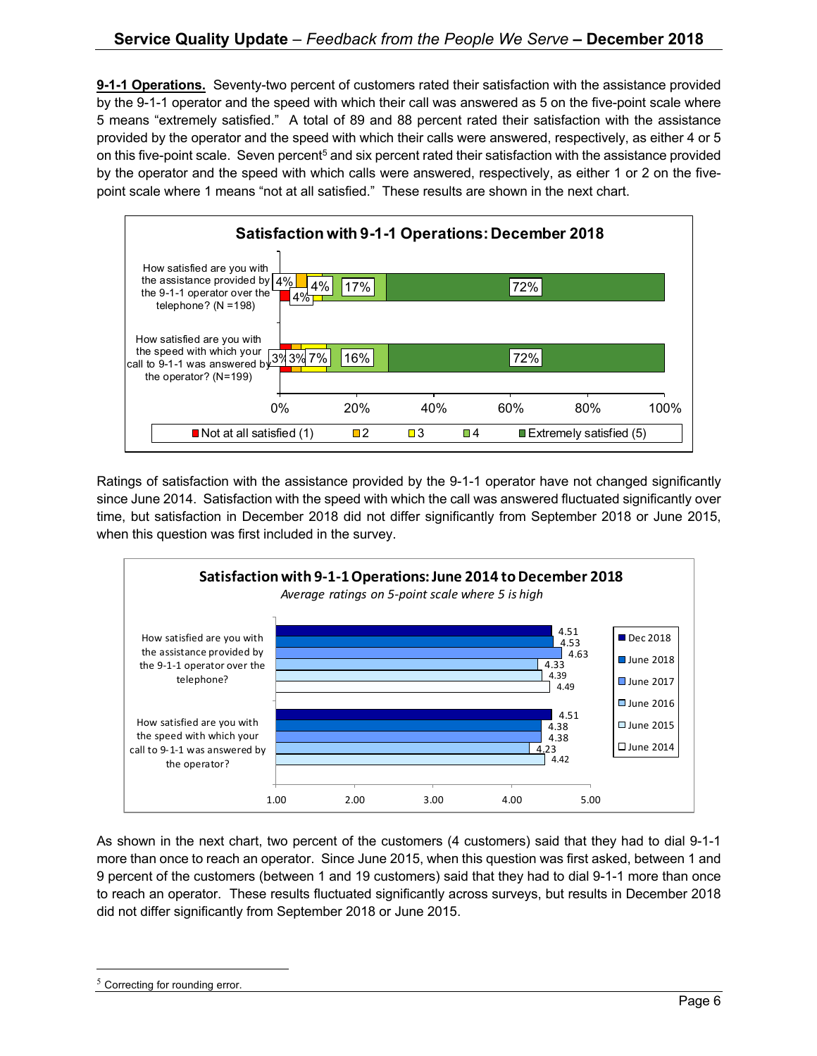**9-1-1 Operations.** Seventy-two percent of customers rated their satisfaction with the assistance provided by the 9-1-1 operator and the speed with which their call was answered as 5 on the five-point scale where 5 means "extremely satisfied." A total of 89 and 88 percent rated their satisfaction with the assistance provided by the operator and the speed with which their calls were answered, respectively, as either 4 or 5 on this five-point scale. Seven percent[5] and six percent rated their satisfaction with the assistance provided by the operator and the speed with which calls were answered, respectively, as either 1 or 2 on the five-point scale where 1 means "not at all satisfied." These results are shown in the next chart.

**Satisfaction with 9-1-1 Operations: December 2018**

| Question | Not at all satisfied (1) | 2 | 3 | 4 | Extremely satisfied (5) |
|---|---|---|---|---|---|
| How satisfied are you with the assistance provided by the 9-1-1 operator over the telephone? (N =198) | 4% | 4% | 4% | 17% | 72% |
| How satisfied are you with the speed with which your call to 9-1-1 was answered by the operator? (N=199) | 3% | 3% | 7% | 16% | 72% |

Ratings of satisfaction with the assistance provided by the 9-1-1 operator have not changed significantly since June 2014. Satisfaction with the speed with which the call was answered fluctuated significantly over time, but satisfaction in December 2018 did not differ significantly from September 2018 or June 2015, when this question was first included in the survey.

**Satisfaction with 9-1-1 Operations: June 2014 to December 2018**

*Average ratings on 5-point scale where 5 is high*

| Question | Dec 2018 | June 2018 | June 2017 | June 2016 | June 2015 | June 2014 |
|---|---|---|---|---|---|---|
| How satisfied are you with the assistance provided by the 9-1-1 operator over the telephone? | 4.51 | 4.53 | 4.63 | 4.33 | 4.39 | 4.49 |
| How satisfied are you with the speed with which your call to 9-1-1 was answered by the operator? | 4.51 | 4.38 | 4.38 | 4.23 | 4.42 | |

As shown in the next chart, two percent of the customers (4 customers) said that they had to dial 9-1-1 more than once to reach an operator. Since June 2015, when this question was first asked, between 1 and 9 percent of the customers (between 1 and 19 customers) said that they had to dial 9-1-1 more than once to reach an operator. These results fluctuated significantly across surveys, but results in December 2018 did not differ significantly from September 2018 or June 2015.

---

[5] Correcting for rounding error.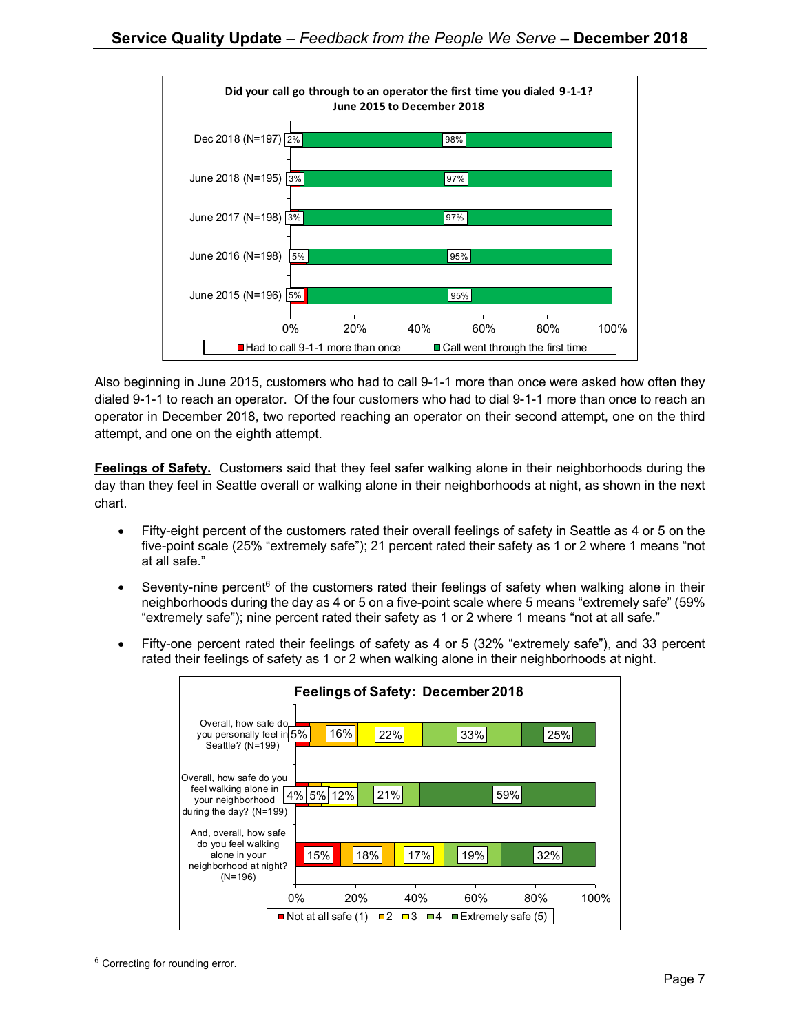**Did your call go through to an operator the first time you dialed 9-1-1?**
**June 2015 to December 2018**

| | Had to call 9-1-1 more than once | Call went through the first time |
|---|---|---|
| Dec 2018 (N=197) | 2% | 98% |
| June 2018 (N=195) | 3% | 97% |
| June 2017 (N=198) | 3% | 97% |
| June 2016 (N=198) | 5% | 95% |
| June 2015 (N=196) | 5% | 95% |

Also beginning in June 2015, customers who had to call 9-1-1 more than once were asked how often they dialed 9-1-1 to reach an operator. Of the four customers who had to dial 9-1-1 more than once to reach an operator in December 2018, two reported reaching an operator on their second attempt, one on the third attempt, and one on the eighth attempt.

**Feelings of Safety.** Customers said that they feel safer walking alone in their neighborhoods during the day than they feel in Seattle overall or walking alone in their neighborhoods at night, as shown in the next chart.

- Fifty-eight percent of the customers rated their overall feelings of safety in Seattle as 4 or 5 on the five-point scale (25% "extremely safe"); 21 percent rated their safety as 1 or 2 where 1 means "not at all safe."
- Seventy-nine percent[6] of the customers rated their feelings of safety when walking alone in their neighborhoods during the day as 4 or 5 on a five-point scale where 5 means "extremely safe" (59% "extremely safe"); nine percent rated their safety as 1 or 2 where 1 means "not at all safe."
- Fifty-one percent rated their feelings of safety as 4 or 5 (32% "extremely safe"), and 33 percent rated their feelings of safety as 1 or 2 when walking alone in their neighborhoods at night.

**Feelings of Safety: December 2018**

| | Not at all safe (1) | 2 | 3 | 4 | Extremely safe (5) |
|---|---|---|---|---|---|
| Overall, how safe do you personally feel in Seattle? (N=199) | 5% | 16% | 22% | 33% | 25% |
| Overall, how safe do you feel walking alone in your neighborhood during the day? (N=199) | 4% | 5% | 12% | 21% | 59% |
| And, overall, how safe do you feel walking alone in your neighborhood at night? (N=196) | 15% | 18% | 17% | 19% | 32% |

[6] Correcting for rounding error.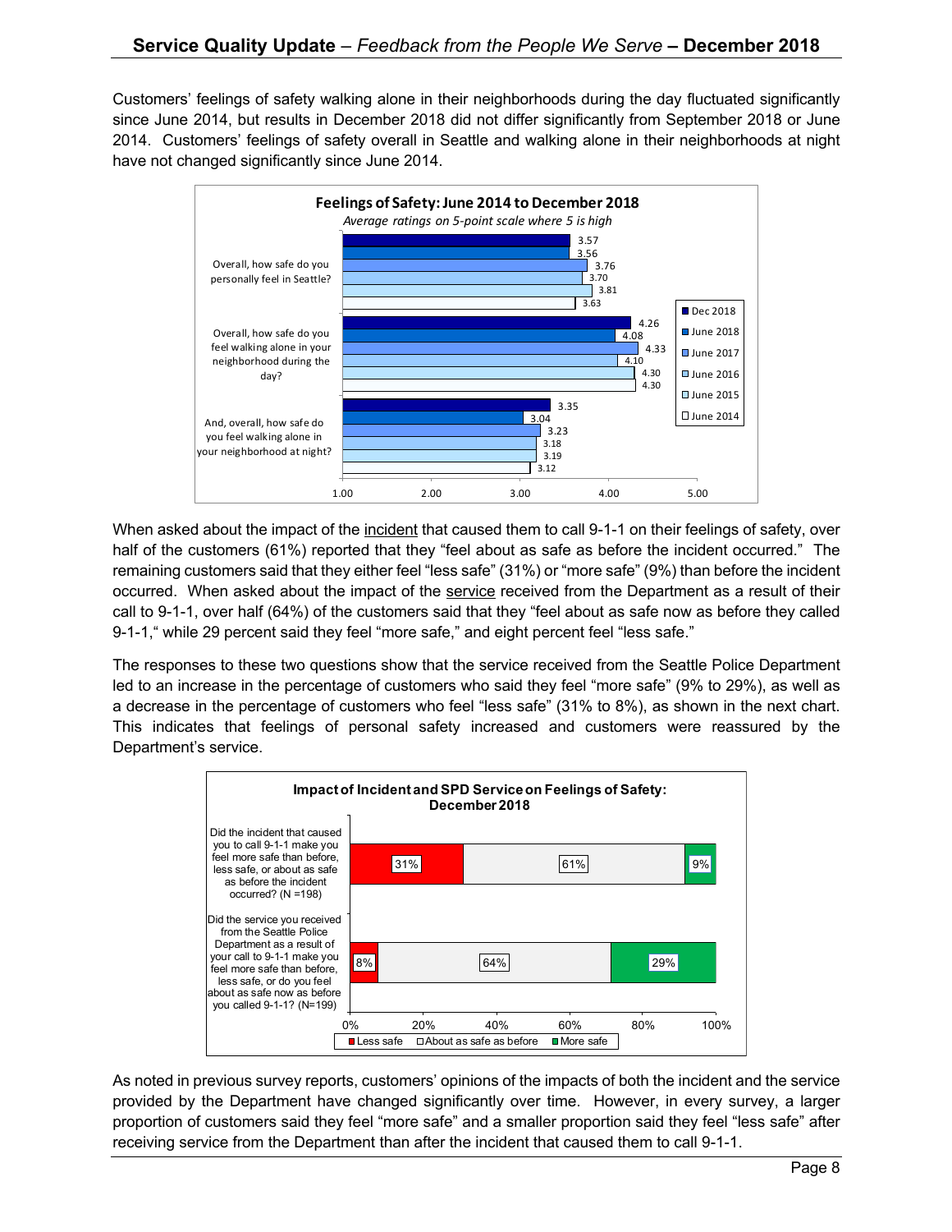Customers' feelings of safety walking alone in their neighborhoods during the day fluctuated significantly since June 2014, but results in December 2018 did not differ significantly from September 2018 or June 2014. Customers' feelings of safety overall in Seattle and walking alone in their neighborhoods at night have not changed significantly since June 2014.

**Feelings of Safety: June 2014 to December 2018**

*Average ratings on 5-point scale where 5 is high*

| Question | Dec 2018 | June 2018 | June 2017 | June 2016 | June 2015 | June 2014 |
|---|---|---|---|---|---|---|
| Overall, how safe do you personally feel in Seattle? | 3.57 | 3.56 | 3.76 | 3.70 | 3.81 | 3.63 |
| Overall, how safe do you feel walking alone in your neighborhood during the day? | 4.26 | 4.08 | 4.33 | 4.10 | 4.30 | 4.30 |
| And, overall, how safe do you feel walking alone in your neighborhood at night? | 3.35 | 3.04 | 3.23 | 3.18 | 3.19 | 3.12 |

When asked about the impact of the incident that caused them to call 9-1-1 on their feelings of safety, over half of the customers (61%) reported that they "feel about as safe as before the incident occurred." The remaining customers said that they either feel "less safe" (31%) or "more safe" (9%) than before the incident occurred. When asked about the impact of the service received from the Department as a result of their call to 9-1-1, over half (64%) of the customers said that they "feel about as safe now as before they called 9-1-1," while 29 percent said they feel "more safe," and eight percent feel "less safe."

The responses to these two questions show that the service received from the Seattle Police Department led to an increase in the percentage of customers who said they feel "more safe" (9% to 29%), as well as a decrease in the percentage of customers who feel "less safe" (31% to 8%), as shown in the next chart. This indicates that feelings of personal safety increased and customers were reassured by the Department's service.

**Impact of Incident and SPD Service on Feelings of Safety: December 2018**

| Question | Less safe | About as safe as before | More safe |
|---|---|---|---|
| Did the incident that caused you to call 9-1-1 make you feel more safe than before, less safe, or about as safe as before the incident occurred? (N =198) | 31% | 61% | 9% |
| Did the service you received from the Seattle Police Department as a result of your call to 9-1-1 make you feel more safe than before, less safe, or do you feel about as safe now as before you called 9-1-1? (N=199) | 8% | 64% | 29% |

As noted in previous survey reports, customers' opinions of the impacts of both the incident and the service provided by the Department have changed significantly over time. However, in every survey, a larger proportion of customers said they feel "more safe" and a smaller proportion said they feel "less safe" after receiving service from the Department than after the incident that caused them to call 9-1-1.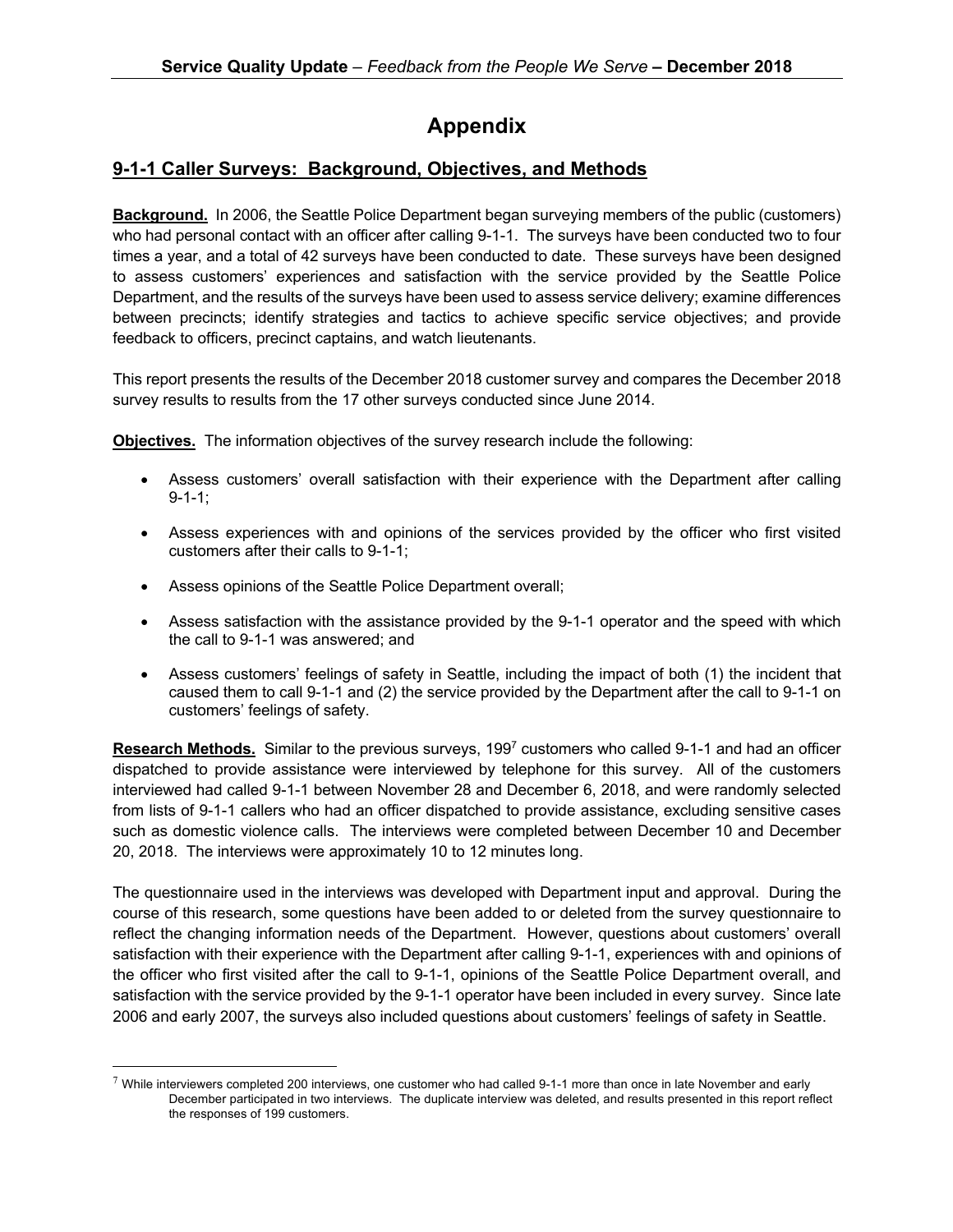# Appendix

## 9-1-1 Caller Surveys: Background, Objectives, and Methods

**Background.** In 2006, the Seattle Police Department began surveying members of the public (customers) who had personal contact with an officer after calling 9-1-1. The surveys have been conducted two to four times a year, and a total of 42 surveys have been conducted to date. These surveys have been designed to assess customers' experiences and satisfaction with the service provided by the Seattle Police Department, and the results of the surveys have been used to assess service delivery; examine differences between precincts; identify strategies and tactics to achieve specific service objectives; and provide feedback to officers, precinct captains, and watch lieutenants.

This report presents the results of the December 2018 customer survey and compares the December 2018 survey results to results from the 17 other surveys conducted since June 2014.

**Objectives.** The information objectives of the survey research include the following:

- Assess customers' overall satisfaction with their experience with the Department after calling 9-1-1;
- Assess experiences with and opinions of the services provided by the officer who first visited customers after their calls to 9-1-1;
- Assess opinions of the Seattle Police Department overall;
- Assess satisfaction with the assistance provided by the 9-1-1 operator and the speed with which the call to 9-1-1 was answered; and
- Assess customers' feelings of safety in Seattle, including the impact of both (1) the incident that caused them to call 9-1-1 and (2) the service provided by the Department after the call to 9-1-1 on customers' feelings of safety.

**Research Methods.** Similar to the previous surveys, 199[7] customers who called 9-1-1 and had an officer dispatched to provide assistance were interviewed by telephone for this survey. All of the customers interviewed had called 9-1-1 between November 28 and December 6, 2018, and were randomly selected from lists of 9-1-1 callers who had an officer dispatched to provide assistance, excluding sensitive cases such as domestic violence calls. The interviews were completed between December 10 and December 20, 2018. The interviews were approximately 10 to 12 minutes long.

The questionnaire used in the interviews was developed with Department input and approval. During the course of this research, some questions have been added to or deleted from the survey questionnaire to reflect the changing information needs of the Department. However, questions about customers' overall satisfaction with their experience with the Department after calling 9-1-1, experiences with and opinions of the officer who first visited after the call to 9-1-1, opinions of the Seattle Police Department overall, and satisfaction with the service provided by the 9-1-1 operator have been included in every survey. Since late 2006 and early 2007, the surveys also included questions about customers' feelings of safety in Seattle.

[7] While interviewers completed 200 interviews, one customer who had called 9-1-1 more than once in late November and early December participated in two interviews. The duplicate interview was deleted, and results presented in this report reflect the responses of 199 customers.